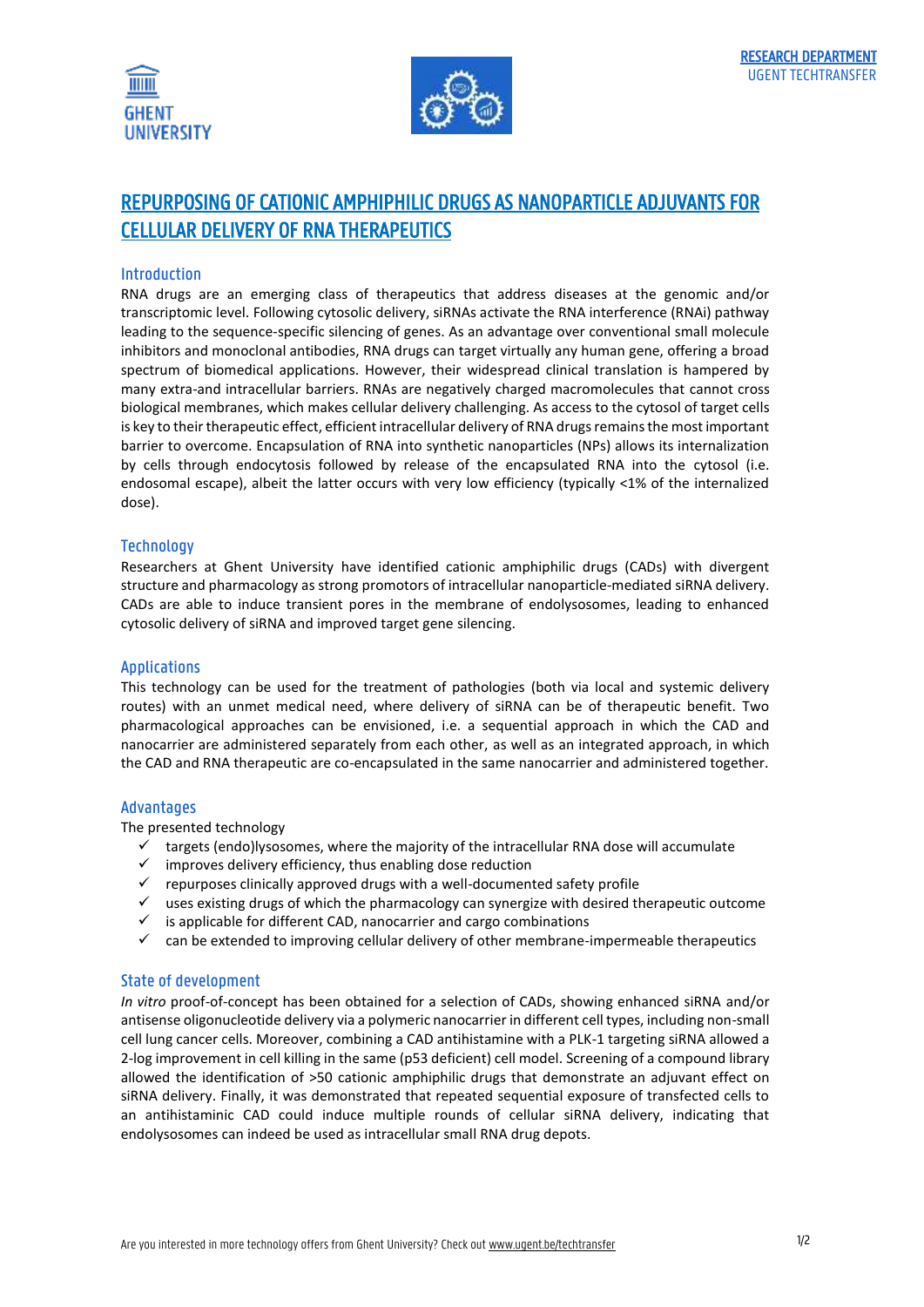RESEARCH DEPARTMENT
UGENT TECHTRANSFER

# REPURPOSING OF CATIONIC AMPHIPHILIC DRUGS AS NANOPARTICLE ADJUVANTS FOR CELLULAR DELIVERY OF RNA THERAPEUTICS

## Introduction

RNA drugs are an emerging class of therapeutics that address diseases at the genomic and/or transcriptomic level. Following cytosolic delivery, siRNAs activate the RNA interference (RNAi) pathway leading to the sequence-specific silencing of genes. As an advantage over conventional small molecule inhibitors and monoclonal antibodies, RNA drugs can target virtually any human gene, offering a broad spectrum of biomedical applications. However, their widespread clinical translation is hampered by many extra-and intracellular barriers. RNAs are negatively charged macromolecules that cannot cross biological membranes, which makes cellular delivery challenging. As access to the cytosol of target cells is key to their therapeutic effect, efficient intracellular delivery of RNA drugs remains the most important barrier to overcome. Encapsulation of RNA into synthetic nanoparticles (NPs) allows its internalization by cells through endocytosis followed by release of the encapsulated RNA into the cytosol (i.e. endosomal escape), albeit the latter occurs with very low efficiency (typically <1% of the internalized dose).

## Technology

Researchers at Ghent University have identified cationic amphiphilic drugs (CADs) with divergent structure and pharmacology as strong promotors of intracellular nanoparticle-mediated siRNA delivery. CADs are able to induce transient pores in the membrane of endolysosomes, leading to enhanced cytosolic delivery of siRNA and improved target gene silencing.

## Applications

This technology can be used for the treatment of pathologies (both via local and systemic delivery routes) with an unmet medical need, where delivery of siRNA can be of therapeutic benefit. Two pharmacological approaches can be envisioned, i.e. a sequential approach in which the CAD and nanocarrier are administered separately from each other, as well as an integrated approach, in which the CAD and RNA therapeutic are co-encapsulated in the same nanocarrier and administered together.

## Advantages

The presented technology

- ✓ targets (endo)lysosomes, where the majority of the intracellular RNA dose will accumulate
- ✓ improves delivery efficiency, thus enabling dose reduction
- ✓ repurposes clinically approved drugs with a well-documented safety profile
- ✓ uses existing drugs of which the pharmacology can synergize with desired therapeutic outcome
- ✓ is applicable for different CAD, nanocarrier and cargo combinations
- ✓ can be extended to improving cellular delivery of other membrane-impermeable therapeutics

## State of development

*In vitro* proof-of-concept has been obtained for a selection of CADs, showing enhanced siRNA and/or antisense oligonucleotide delivery via a polymeric nanocarrier in different cell types, including non-small cell lung cancer cells. Moreover, combining a CAD antihistamine with a PLK-1 targeting siRNA allowed a 2-log improvement in cell killing in the same (p53 deficient) cell model. Screening of a compound library allowed the identification of >50 cationic amphiphilic drugs that demonstrate an adjuvant effect on siRNA delivery. Finally, it was demonstrated that repeated sequential exposure of transfected cells to an antihistaminic CAD could induce multiple rounds of cellular siRNA delivery, indicating that endolysosomes can indeed be used as intracellular small RNA drug depots.

Are you interested in more technology offers from Ghent University? Check out www.ugent.be/techtransfer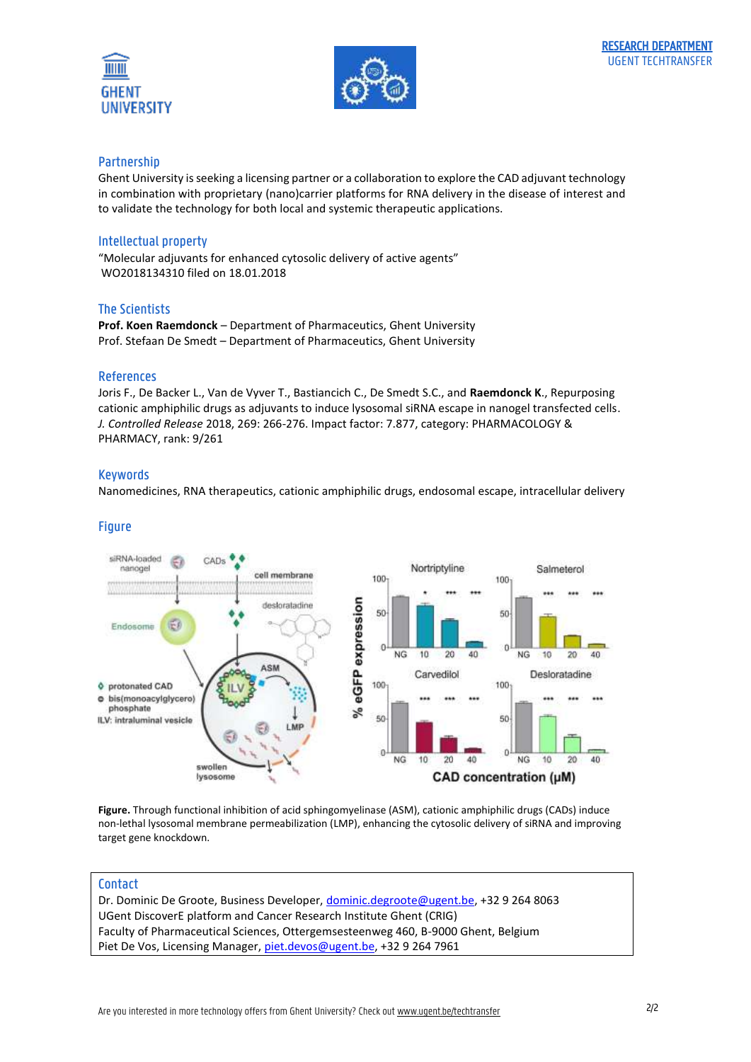## Partnership

Ghent University is seeking a licensing partner or a collaboration to explore the CAD adjuvant technology in combination with proprietary (nano)carrier platforms for RNA delivery in the disease of interest and to validate the technology for both local and systemic therapeutic applications.

## Intellectual property

"Molecular adjuvants for enhanced cytosolic delivery of active agents"
WO2018134310 filed on 18.01.2018

## The Scientists

**Prof. Koen Raemdonck** – Department of Pharmaceutics, Ghent University
Prof. Stefaan De Smedt – Department of Pharmaceutics, Ghent University

## References

Joris F., De Backer L., Van de Vyver T., Bastiancich C., De Smedt S.C., and **Raemdonck K.**, Repurposing cationic amphiphilic drugs as adjuvants to induce lysosomal siRNA escape in nanogel transfected cells. *J. Controlled Release* 2018, 269: 266-276. Impact factor: 7.877, category: PHARMACOLOGY & PHARMACY, rank: 9/261

## Keywords

Nanomedicines, RNA therapeutics, cationic amphiphilic drugs, endosomal escape, intracellular delivery

## Figure

siRNA-loaded nanogel
CADs
cell membrane
desloratadine
Endosome
ASM
ILV
LMP
swollen lysosome
protonated CAD
bis(monoacylglycero) phosphate
ILV: intraluminal vesicle

% eGFP expression
Nortriptyline
Salmeterol
Carvedilol
Desloratadine
100
50
0
NG 10 20 40
\*
\*\*\*
CAD concentration (µM)

**Figure.** Through functional inhibition of acid sphingomyelinase (ASM), cationic amphiphilic drugs (CADs) induce non-lethal lysosomal membrane permeabilization (LMP), enhancing the cytosolic delivery of siRNA and improving target gene knockdown.

## Contact

Dr. Dominic De Groote, Business Developer, dominic.degroote@ugent.be, +32 9 264 8063
UGent DiscoverE platform and Cancer Research Institute Ghent (CRIG)
Faculty of Pharmaceutical Sciences, Ottergemsesteenweg 460, B-9000 Ghent, Belgium
Piet De Vos, Licensing Manager, piet.devos@ugent.be, +32 9 264 7961

Are you interested in more technology offers from Ghent University? Check out www.ugent.be/techtransfer